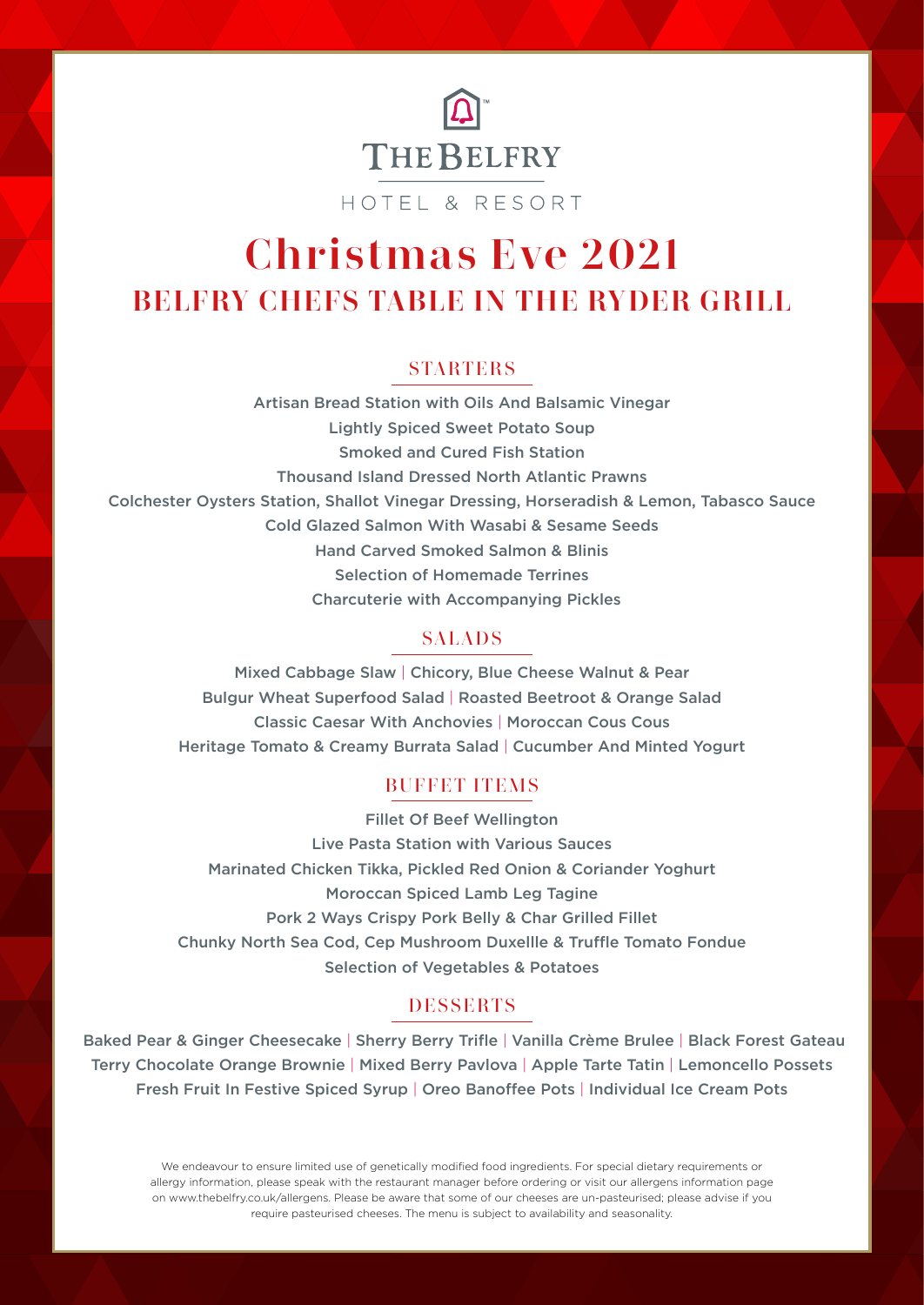THE BELFRY

HOTEL & RESORT

# Christmas Eve 2021

## BELFRY CHEFS TABLE IN THE RYDER GRILL

### STARTERS

Artisan Bread Station with Oils And Balsamic Vinegar
Lightly Spiced Sweet Potato Soup
Smoked and Cured Fish Station
Thousand Island Dressed North Atlantic Prawns
Colchester Oysters Station, Shallot Vinegar Dressing, Horseradish & Lemon, Tabasco Sauce
Cold Glazed Salmon With Wasabi & Sesame Seeds
Hand Carved Smoked Salmon & Blinis
Selection of Homemade Terrines
Charcuterie with Accompanying Pickles

### SALADS

Mixed Cabbage Slaw | Chicory, Blue Cheese Walnut & Pear
Bulgur Wheat Superfood Salad | Roasted Beetroot & Orange Salad
Classic Caesar With Anchovies | Moroccan Cous Cous
Heritage Tomato & Creamy Burrata Salad | Cucumber And Minted Yogurt

### BUFFET ITEMS

Fillet Of Beef Wellington
Live Pasta Station with Various Sauces
Marinated Chicken Tikka, Pickled Red Onion & Coriander Yoghurt
Moroccan Spiced Lamb Leg Tagine
Pork 2 Ways Crispy Pork Belly & Char Grilled Fillet
Chunky North Sea Cod, Cep Mushroom Duxellle & Truffle Tomato Fondue
Selection of Vegetables & Potatoes

### DESSERTS

Baked Pear & Ginger Cheesecake | Sherry Berry Trifle | Vanilla Crème Brulee | Black Forest Gateau
Terry Chocolate Orange Brownie | Mixed Berry Pavlova | Apple Tarte Tatin | Lemoncello Possets
Fresh Fruit In Festive Spiced Syrup | Oreo Banoffee Pots | Individual Ice Cream Pots

We endeavour to ensure limited use of genetically modified food ingredients. For special dietary requirements or allergy information, please speak with the restaurant manager before ordering or visit our allergens information page on www.thebelfry.co.uk/allergens. Please be aware that some of our cheeses are un-pasteurised; please advise if you require pasteurised cheeses. The menu is subject to availability and seasonality.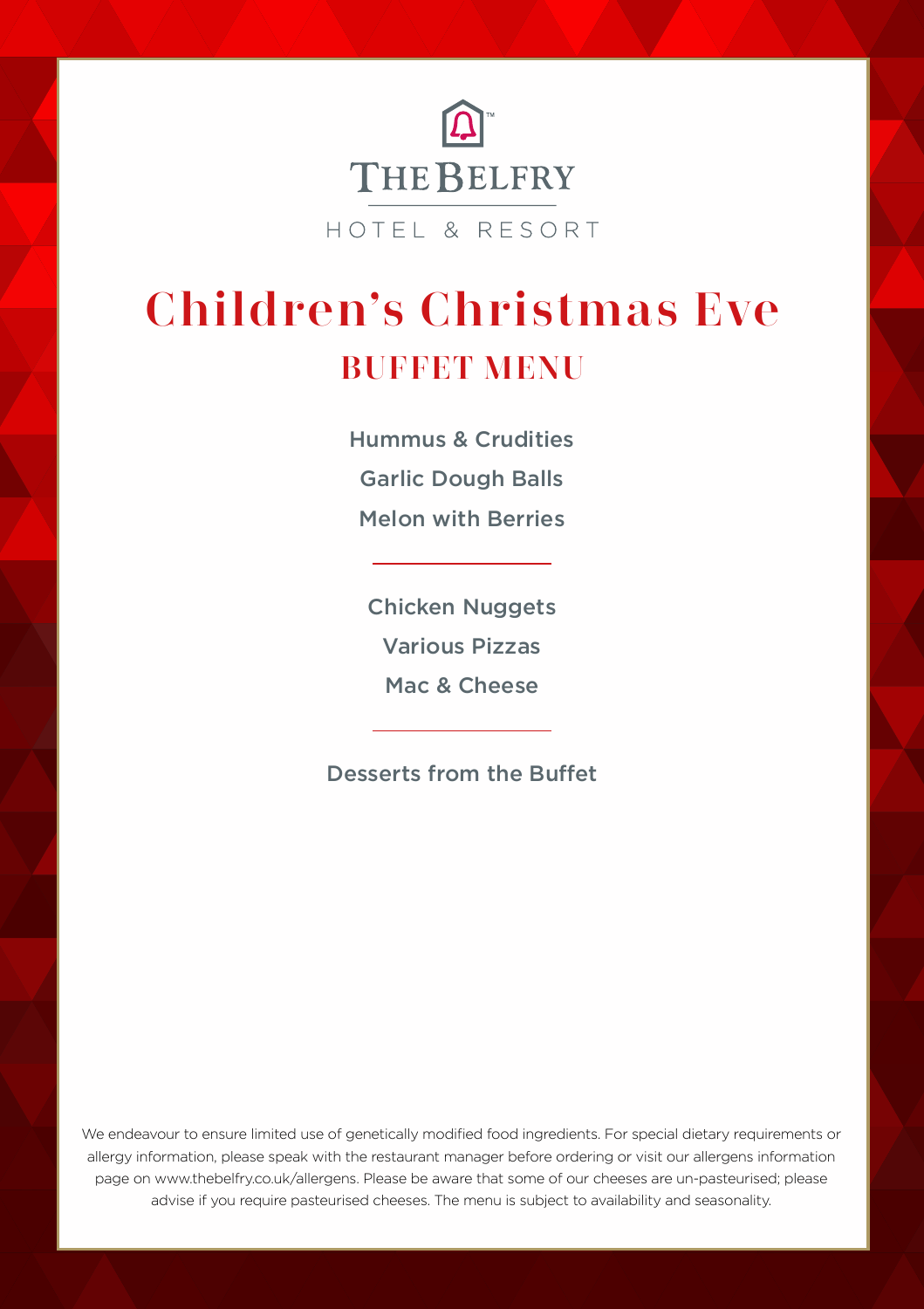THE BELFRY

HOTEL & RESORT

# Children's Christmas Eve

## BUFFET MENU

Hummus & Crudities

Garlic Dough Balls

Melon with Berries

---

Chicken Nuggets

Various Pizzas

Mac & Cheese

---

Desserts from the Buffet

We endeavour to ensure limited use of genetically modified food ingredients. For special dietary requirements or allergy information, please speak with the restaurant manager before ordering or visit our allergens information page on www.thebelfry.co.uk/allergens. Please be aware that some of our cheeses are un-pasteurised; please advise if you require pasteurised cheeses. The menu is subject to availability and seasonality.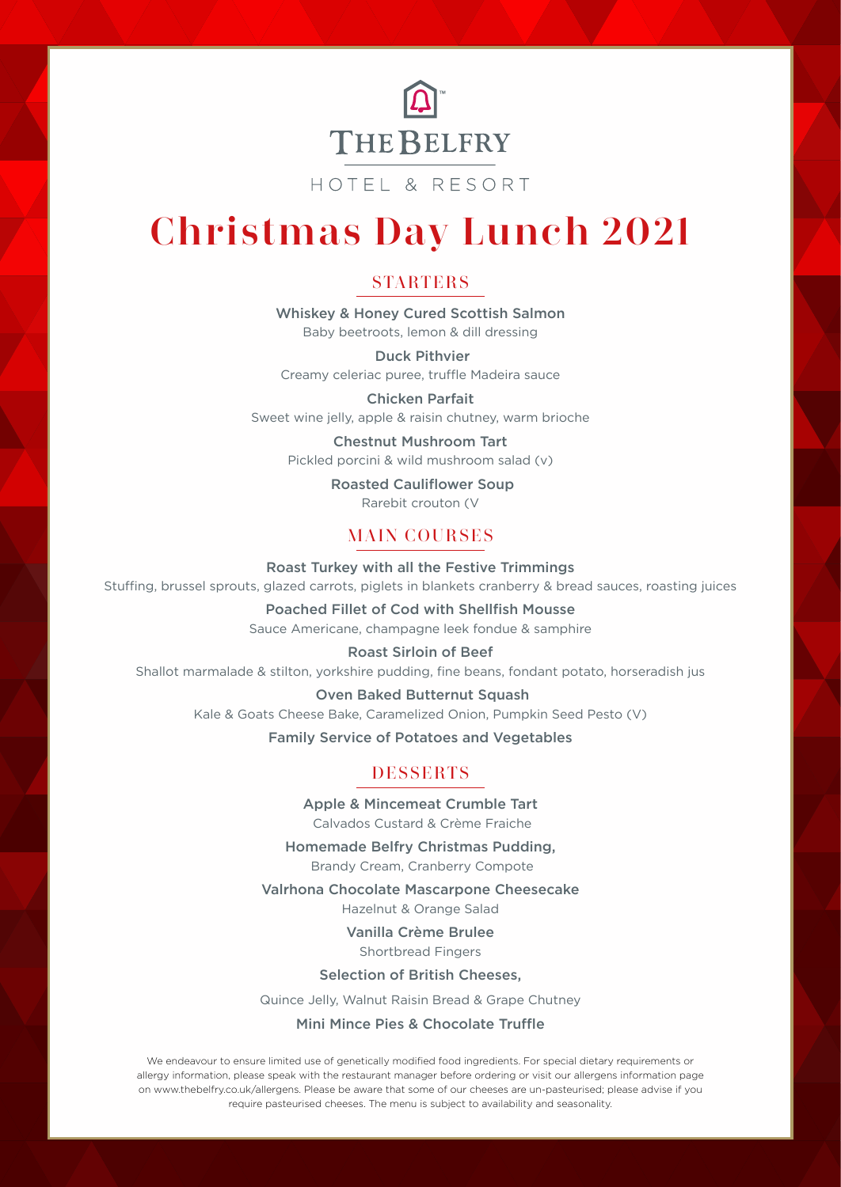THE BELFRY

HOTEL & RESORT

# Christmas Day Lunch 2021

## STARTERS

**Whiskey & Honey Cured Scottish Salmon**
Baby beetroots, lemon & dill dressing

**Duck Pithvier**
Creamy celeriac puree, truffle Madeira sauce

**Chicken Parfait**
Sweet wine jelly, apple & raisin chutney, warm brioche

**Chestnut Mushroom Tart**
Pickled porcini & wild mushroom salad (v)

**Roasted Cauliflower Soup**
Rarebit crouton (V

## MAIN COURSES

**Roast Turkey with all the Festive Trimmings**
Stuffing, brussel sprouts, glazed carrots, piglets in blankets cranberry & bread sauces, roasting juices

**Poached Fillet of Cod with Shellfish Mousse**
Sauce Americane, champagne leek fondue & samphire

**Roast Sirloin of Beef**
Shallot marmalade & stilton, yorkshire pudding, fine beans, fondant potato, horseradish jus

**Oven Baked Butternut Squash**
Kale & Goats Cheese Bake, Caramelized Onion, Pumpkin Seed Pesto (V)

**Family Service of Potatoes and Vegetables**

## DESSERTS

**Apple & Mincemeat Crumble Tart**
Calvados Custard & Crème Fraiche

**Homemade Belfry Christmas Pudding,**
Brandy Cream, Cranberry Compote

**Valrhona Chocolate Mascarpone Cheesecake**
Hazelnut & Orange Salad

**Vanilla Crème Brulee**
Shortbread Fingers

**Selection of British Cheeses,**

Quince Jelly, Walnut Raisin Bread & Grape Chutney

**Mini Mince Pies & Chocolate Truffle**

We endeavour to ensure limited use of genetically modified food ingredients. For special dietary requirements or allergy information, please speak with the restaurant manager before ordering or visit our allergens information page on www.thebelfry.co.uk/allergens. Please be aware that some of our cheeses are un-pasteurised; please advise if you require pasteurised cheeses. The menu is subject to availability and seasonality.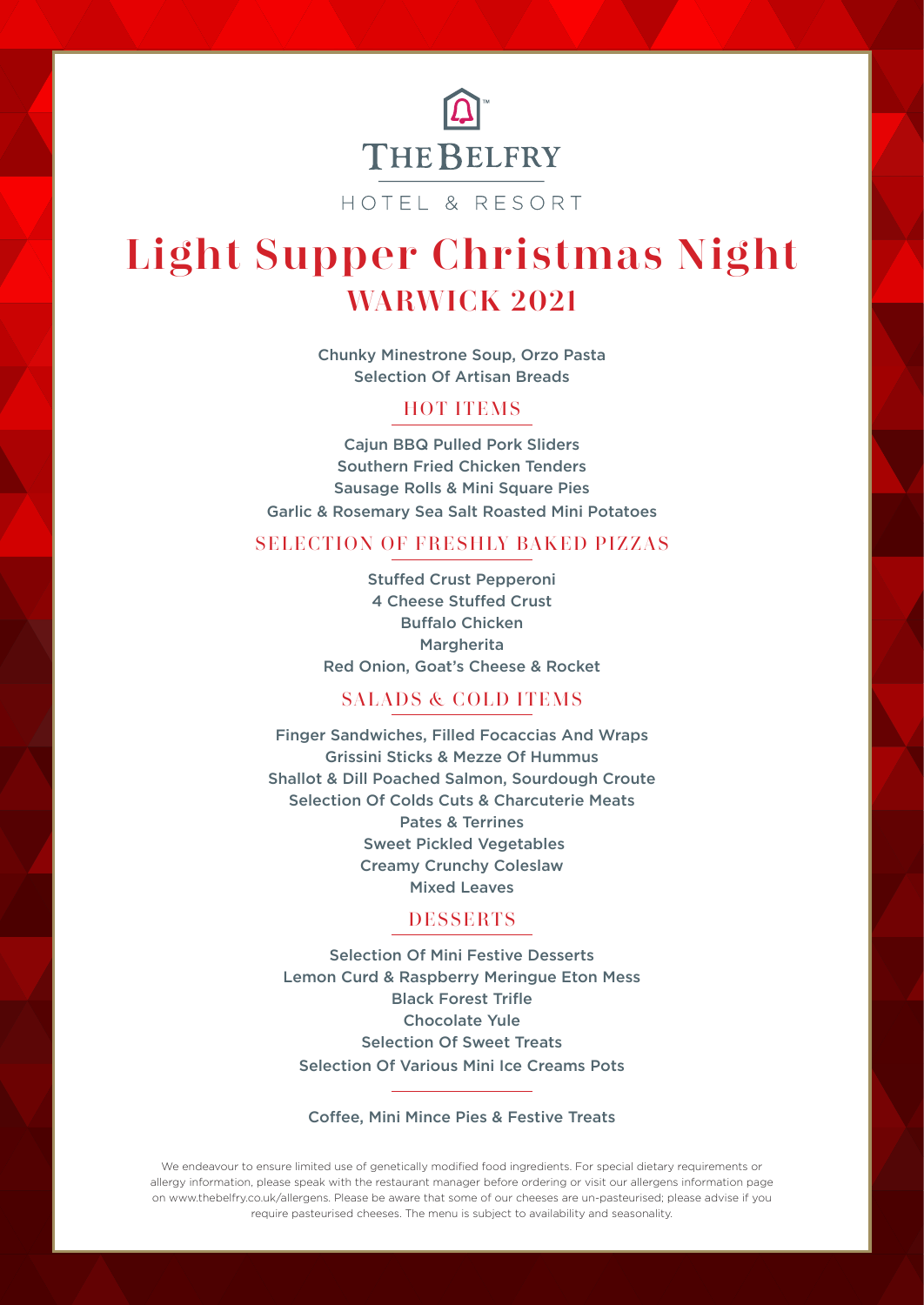THE BELFRY

HOTEL & RESORT

# Light Supper Christmas Night

## WARWICK 2021

Chunky Minestrone Soup, Orzo Pasta
Selection Of Artisan Breads

### HOT ITEMS

Cajun BBQ Pulled Pork Sliders
Southern Fried Chicken Tenders
Sausage Rolls & Mini Square Pies
Garlic & Rosemary Sea Salt Roasted Mini Potatoes

### SELECTION OF FRESHLY BAKED PIZZAS

Stuffed Crust Pepperoni
4 Cheese Stuffed Crust
Buffalo Chicken
Margherita
Red Onion, Goat's Cheese & Rocket

### SALADS & COLD ITEMS

Finger Sandwiches, Filled Focaccias And Wraps
Grissini Sticks & Mezze Of Hummus
Shallot & Dill Poached Salmon, Sourdough Croute
Selection Of Colds Cuts & Charcuterie Meats
Pates & Terrines
Sweet Pickled Vegetables
Creamy Crunchy Coleslaw
Mixed Leaves

### DESSERTS

Selection Of Mini Festive Desserts
Lemon Curd & Raspberry Meringue Eton Mess
Black Forest Trifle
Chocolate Yule
Selection Of Sweet Treats
Selection Of Various Mini Ice Creams Pots

---

Coffee, Mini Mince Pies & Festive Treats

We endeavour to ensure limited use of genetically modified food ingredients. For special dietary requirements or allergy information, please speak with the restaurant manager before ordering or visit our allergens information page on www.thebelfry.co.uk/allergens. Please be aware that some of our cheeses are un-pasteurised; please advise if you require pasteurised cheeses. The menu is subject to availability and seasonality.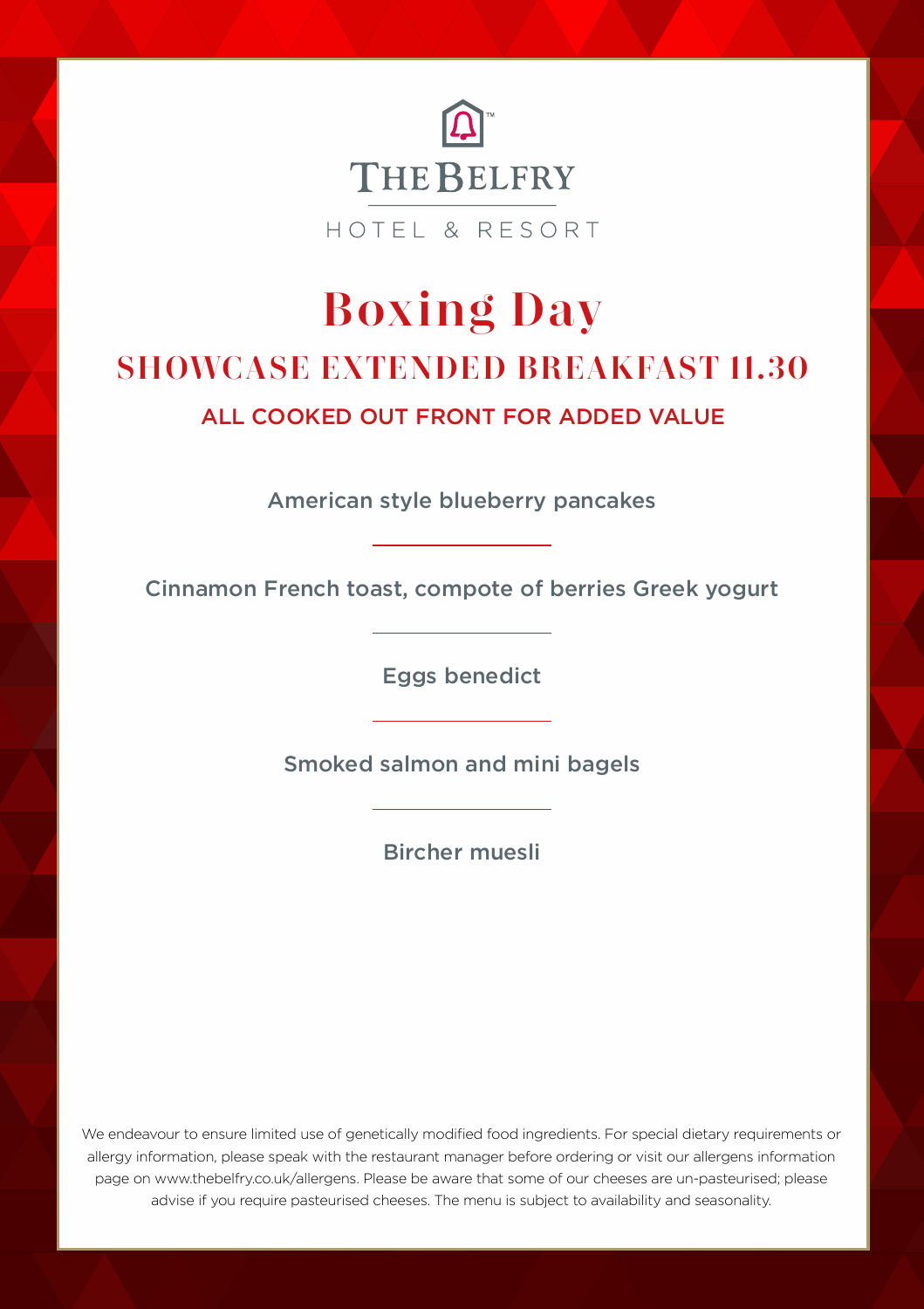THE BELFRY

HOTEL & RESORT

# Boxing Day

## SHOWCASE EXTENDED BREAKFAST 11.30

### ALL COOKED OUT FRONT FOR ADDED VALUE

American style blueberry pancakes

---

Cinnamon French toast, compote of berries Greek yogurt

---

Eggs benedict

---

Smoked salmon and mini bagels

---

Bircher muesli

We endeavour to ensure limited use of genetically modified food ingredients. For special dietary requirements or allergy information, please speak with the restaurant manager before ordering or visit our allergens information page on www.thebelfry.co.uk/allergens. Please be aware that some of our cheeses are un-pasteurised; please advise if you require pasteurised cheeses. The menu is subject to availability and seasonality.